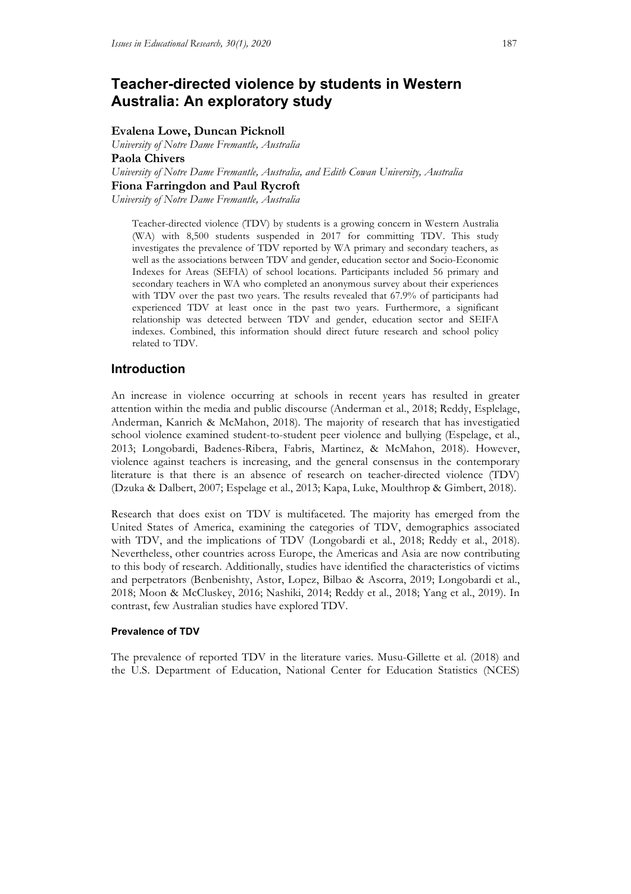# Teacher-directed violence by students in Western Australia: An exploratory study

**Evalena Lowe, Duncan Picknoll**
*University of Notre Dame Fremantle, Australia*
**Paola Chivers**
*University of Notre Dame Fremantle, Australia, and Edith Cowan University, Australia*
**Fiona Farringdon and Paul Rycroft**
*University of Notre Dame Fremantle, Australia*

> Teacher-directed violence (TDV) by students is a growing concern in Western Australia (WA) with 8,500 students suspended in 2017 for committing TDV. This study investigates the prevalence of TDV reported by WA primary and secondary teachers, as well as the associations between TDV and gender, education sector and Socio-Economic Indexes for Areas (SEFIA) of school locations. Participants included 56 primary and secondary teachers in WA who completed an anonymous survey about their experiences with TDV over the past two years. The results revealed that 67.9% of participants had experienced TDV at least once in the past two years. Furthermore, a significant relationship was detected between TDV and gender, education sector and SEIFA indexes. Combined, this information should direct future research and school policy related to TDV.

## Introduction

An increase in violence occurring at schools in recent years has resulted in greater attention within the media and public discourse (Anderman et al., 2018; Reddy, Esplelage, Anderman, Kanrich & McMahon, 2018). The majority of research that has investigatied school violence examined student-to-student peer violence and bullying (Espelage, et al., 2013; Longobardi, Badenes-Ribera, Fabris, Martinez, & McMahon, 2018). However, violence against teachers is increasing, and the general consensus in the contemporary literature is that there is an absence of research on teacher-directed violence (TDV) (Dzuka & Dalbert, 2007; Espelage et al., 2013; Kapa, Luke, Moulthrop & Gimbert, 2018).

Research that does exist on TDV is multifaceted. The majority has emerged from the United States of America, examining the categories of TDV, demographics associated with TDV, and the implications of TDV (Longobardi et al., 2018; Reddy et al., 2018). Nevertheless, other countries across Europe, the Americas and Asia are now contributing to this body of research. Additionally, studies have identified the characteristics of victims and perpetrators (Benbenishty, Astor, Lopez, Bilbao & Ascorra, 2019; Longobardi et al., 2018; Moon & McCluskey, 2016; Nashiki, 2014; Reddy et al., 2018; Yang et al., 2019). In contrast, few Australian studies have explored TDV.

#### Prevalence of TDV

The prevalence of reported TDV in the literature varies. Musu-Gillette et al. (2018) and the U.S. Department of Education, National Center for Education Statistics (NCES)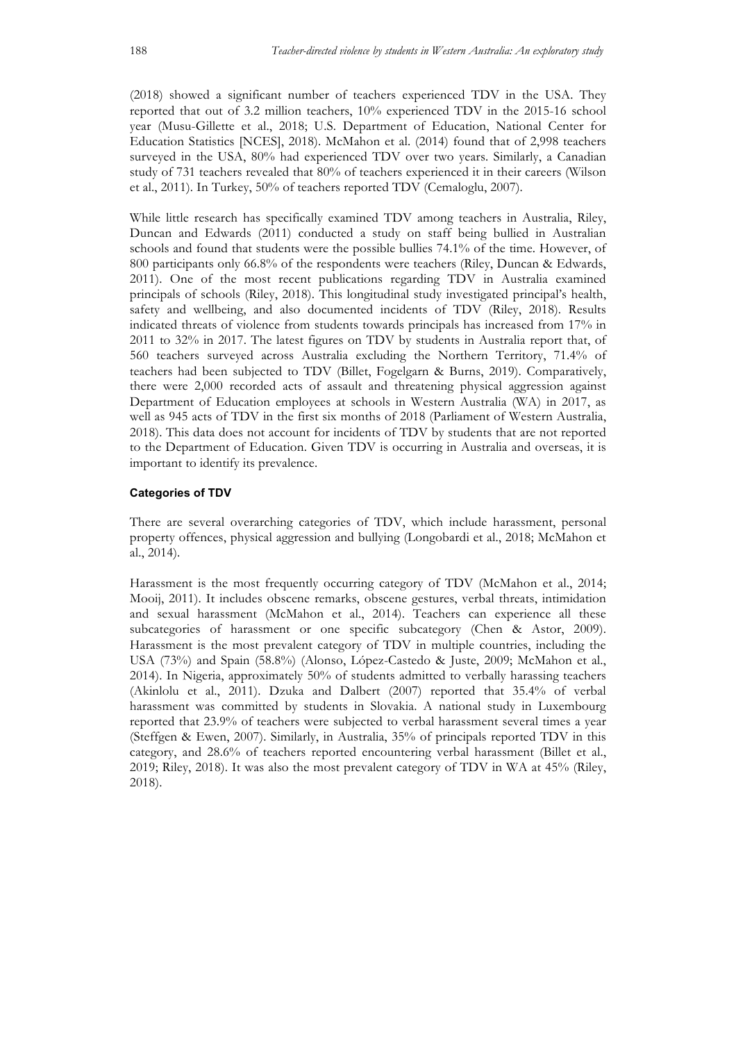(2018) showed a significant number of teachers experienced TDV in the USA. They reported that out of 3.2 million teachers, 10% experienced TDV in the 2015-16 school year (Musu-Gillette et al., 2018; U.S. Department of Education, National Center for Education Statistics [NCES], 2018). McMahon et al. (2014) found that of 2,998 teachers surveyed in the USA, 80% had experienced TDV over two years. Similarly, a Canadian study of 731 teachers revealed that 80% of teachers experienced it in their careers (Wilson et al., 2011). In Turkey, 50% of teachers reported TDV (Cemaloglu, 2007).

While little research has specifically examined TDV among teachers in Australia, Riley, Duncan and Edwards (2011) conducted a study on staff being bullied in Australian schools and found that students were the possible bullies 74.1% of the time. However, of 800 participants only 66.8% of the respondents were teachers (Riley, Duncan & Edwards, 2011). One of the most recent publications regarding TDV in Australia examined principals of schools (Riley, 2018). This longitudinal study investigated principal's health, safety and wellbeing, and also documented incidents of TDV (Riley, 2018). Results indicated threats of violence from students towards principals has increased from 17% in 2011 to 32% in 2017. The latest figures on TDV by students in Australia report that, of 560 teachers surveyed across Australia excluding the Northern Territory, 71.4% of teachers had been subjected to TDV (Billet, Fogelgarn & Burns, 2019). Comparatively, there were 2,000 recorded acts of assault and threatening physical aggression against Department of Education employees at schools in Western Australia (WA) in 2017, as well as 945 acts of TDV in the first six months of 2018 (Parliament of Western Australia, 2018). This data does not account for incidents of TDV by students that are not reported to the Department of Education. Given TDV is occurring in Australia and overseas, it is important to identify its prevalence.

#### Categories of TDV

There are several overarching categories of TDV, which include harassment, personal property offences, physical aggression and bullying (Longobardi et al., 2018; McMahon et al., 2014).

Harassment is the most frequently occurring category of TDV (McMahon et al., 2014; Mooij, 2011). It includes obscene remarks, obscene gestures, verbal threats, intimidation and sexual harassment (McMahon et al., 2014). Teachers can experience all these subcategories of harassment or one specific subcategory (Chen & Astor, 2009). Harassment is the most prevalent category of TDV in multiple countries, including the USA (73%) and Spain (58.8%) (Alonso, López-Castedo & Juste, 2009; McMahon et al., 2014). In Nigeria, approximately 50% of students admitted to verbally harassing teachers (Akinlolu et al., 2011). Dzuka and Dalbert (2007) reported that 35.4% of verbal harassment was committed by students in Slovakia. A national study in Luxembourg reported that 23.9% of teachers were subjected to verbal harassment several times a year (Steffgen & Ewen, 2007). Similarly, in Australia, 35% of principals reported TDV in this category, and 28.6% of teachers reported encountering verbal harassment (Billet et al., 2019; Riley, 2018). It was also the most prevalent category of TDV in WA at 45% (Riley, 2018).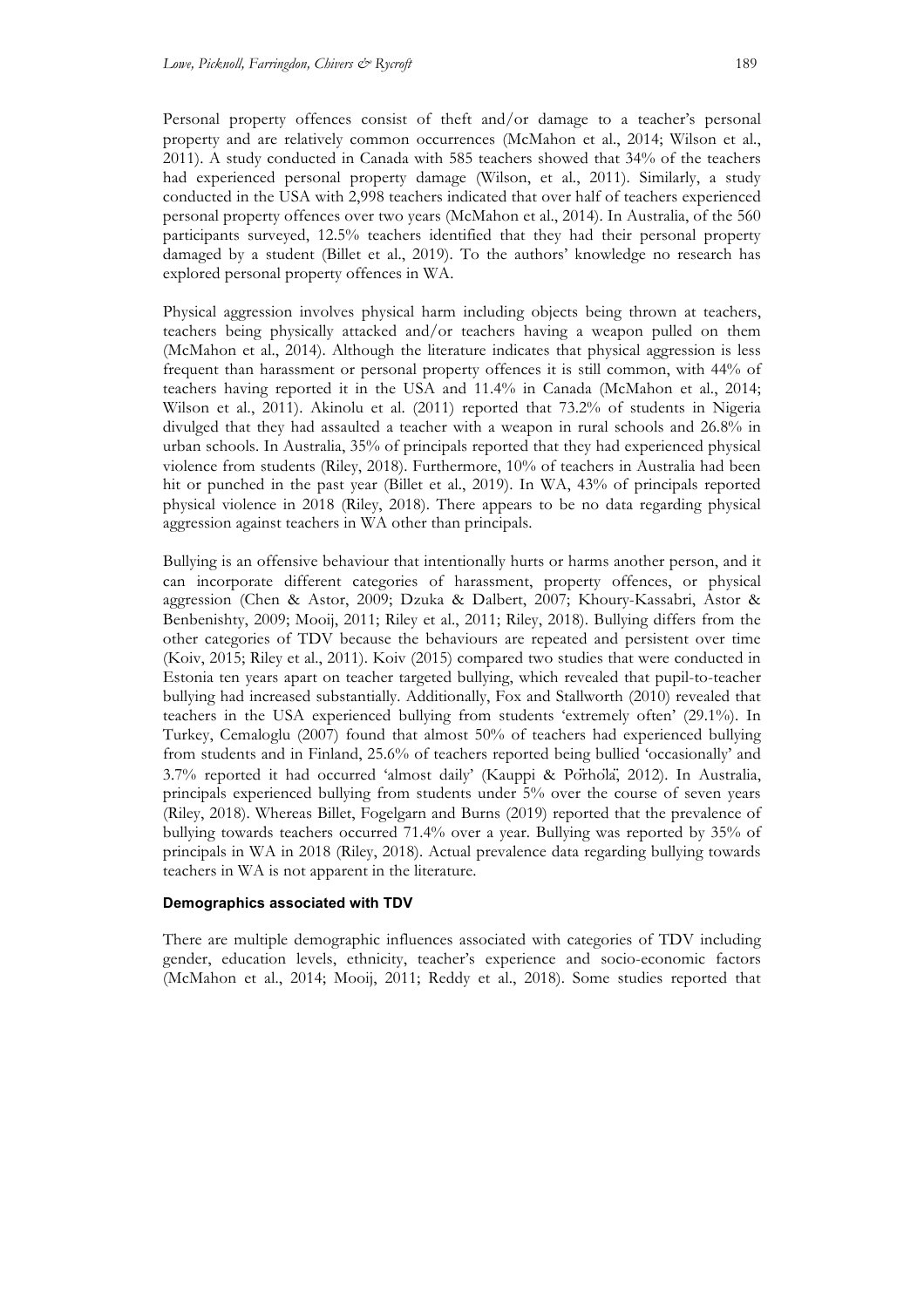Personal property offences consist of theft and/or damage to a teacher's personal property and are relatively common occurrences (McMahon et al., 2014; Wilson et al., 2011). A study conducted in Canada with 585 teachers showed that 34% of the teachers had experienced personal property damage (Wilson, et al., 2011). Similarly, a study conducted in the USA with 2,998 teachers indicated that over half of teachers experienced personal property offences over two years (McMahon et al., 2014). In Australia, of the 560 participants surveyed, 12.5% teachers identified that they had their personal property damaged by a student (Billet et al., 2019). To the authors' knowledge no research has explored personal property offences in WA.

Physical aggression involves physical harm including objects being thrown at teachers, teachers being physically attacked and/or teachers having a weapon pulled on them (McMahon et al., 2014). Although the literature indicates that physical aggression is less frequent than harassment or personal property offences it is still common, with 44% of teachers having reported it in the USA and 11.4% in Canada (McMahon et al., 2014; Wilson et al., 2011). Akinolu et al. (2011) reported that 73.2% of students in Nigeria divulged that they had assaulted a teacher with a weapon in rural schools and 26.8% in urban schools. In Australia, 35% of principals reported that they had experienced physical violence from students (Riley, 2018). Furthermore, 10% of teachers in Australia had been hit or punched in the past year (Billet et al., 2019). In WA, 43% of principals reported physical violence in 2018 (Riley, 2018). There appears to be no data regarding physical aggression against teachers in WA other than principals.

Bullying is an offensive behaviour that intentionally hurts or harms another person, and it can incorporate different categories of harassment, property offences, or physical aggression (Chen & Astor, 2009; Dzuka & Dalbert, 2007; Khoury-Kassabri, Astor & Benbenishty, 2009; Mooij, 2011; Riley et al., 2011; Riley, 2018). Bullying differs from the other categories of TDV because the behaviours are repeated and persistent over time (Koiv, 2015; Riley et al., 2011). Koiv (2015) compared two studies that were conducted in Estonia ten years apart on teacher targeted bullying, which revealed that pupil-to-teacher bullying had increased substantially. Additionally, Fox and Stallworth (2010) revealed that teachers in the USA experienced bullying from students 'extremely often' (29.1%). In Turkey, Cemaloglu (2007) found that almost 50% of teachers had experienced bullying from students and in Finland, 25.6% of teachers reported being bullied 'occasionally' and 3.7% reported it had occurred 'almost daily' (Kauppi & Pörhölä, 2012). In Australia, principals experienced bullying from students under 5% over the course of seven years (Riley, 2018). Whereas Billet, Fogelgarn and Burns (2019) reported that the prevalence of bullying towards teachers occurred 71.4% over a year. Bullying was reported by 35% of principals in WA in 2018 (Riley, 2018). Actual prevalence data regarding bullying towards teachers in WA is not apparent in the literature.

#### Demographics associated with TDV

There are multiple demographic influences associated with categories of TDV including gender, education levels, ethnicity, teacher's experience and socio-economic factors (McMahon et al., 2014; Mooij, 2011; Reddy et al., 2018). Some studies reported that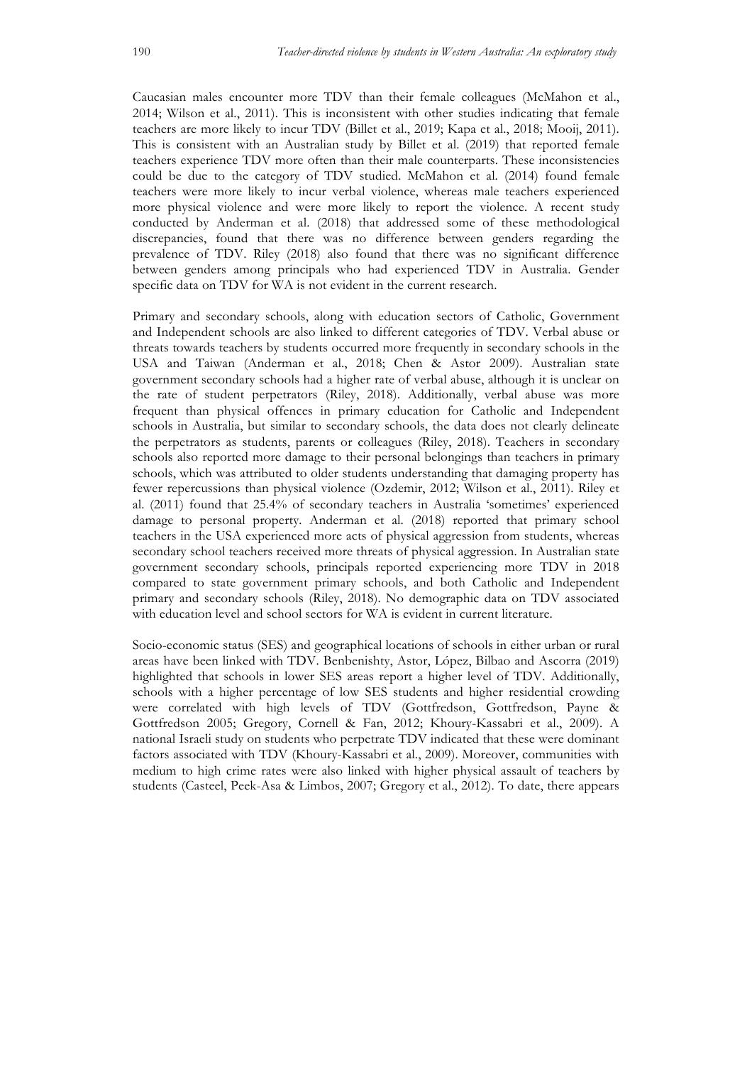Caucasian males encounter more TDV than their female colleagues (McMahon et al., 2014; Wilson et al., 2011). This is inconsistent with other studies indicating that female teachers are more likely to incur TDV (Billet et al., 2019; Kapa et al., 2018; Mooij, 2011). This is consistent with an Australian study by Billet et al. (2019) that reported female teachers experience TDV more often than their male counterparts. These inconsistencies could be due to the category of TDV studied. McMahon et al. (2014) found female teachers were more likely to incur verbal violence, whereas male teachers experienced more physical violence and were more likely to report the violence. A recent study conducted by Anderman et al. (2018) that addressed some of these methodological discrepancies, found that there was no difference between genders regarding the prevalence of TDV. Riley (2018) also found that there was no significant difference between genders among principals who had experienced TDV in Australia. Gender specific data on TDV for WA is not evident in the current research.

Primary and secondary schools, along with education sectors of Catholic, Government and Independent schools are also linked to different categories of TDV. Verbal abuse or threats towards teachers by students occurred more frequently in secondary schools in the USA and Taiwan (Anderman et al., 2018; Chen & Astor 2009). Australian state government secondary schools had a higher rate of verbal abuse, although it is unclear on the rate of student perpetrators (Riley, 2018). Additionally, verbal abuse was more frequent than physical offences in primary education for Catholic and Independent schools in Australia, but similar to secondary schools, the data does not clearly delineate the perpetrators as students, parents or colleagues (Riley, 2018). Teachers in secondary schools also reported more damage to their personal belongings than teachers in primary schools, which was attributed to older students understanding that damaging property has fewer repercussions than physical violence (Ozdemir, 2012; Wilson et al., 2011). Riley et al. (2011) found that 25.4% of secondary teachers in Australia 'sometimes' experienced damage to personal property. Anderman et al. (2018) reported that primary school teachers in the USA experienced more acts of physical aggression from students, whereas secondary school teachers received more threats of physical aggression. In Australian state government secondary schools, principals reported experiencing more TDV in 2018 compared to state government primary schools, and both Catholic and Independent primary and secondary schools (Riley, 2018). No demographic data on TDV associated with education level and school sectors for WA is evident in current literature.

Socio-economic status (SES) and geographical locations of schools in either urban or rural areas have been linked with TDV. Benbenishty, Astor, López, Bilbao and Ascorra (2019) highlighted that schools in lower SES areas report a higher level of TDV. Additionally, schools with a higher percentage of low SES students and higher residential crowding were correlated with high levels of TDV (Gottfredson, Gottfredson, Payne & Gottfredson 2005; Gregory, Cornell & Fan, 2012; Khoury-Kassabri et al., 2009). A national Israeli study on students who perpetrate TDV indicated that these were dominant factors associated with TDV (Khoury-Kassabri et al., 2009). Moreover, communities with medium to high crime rates were also linked with higher physical assault of teachers by students (Casteel, Peek-Asa & Limbos, 2007; Gregory et al., 2012). To date, there appears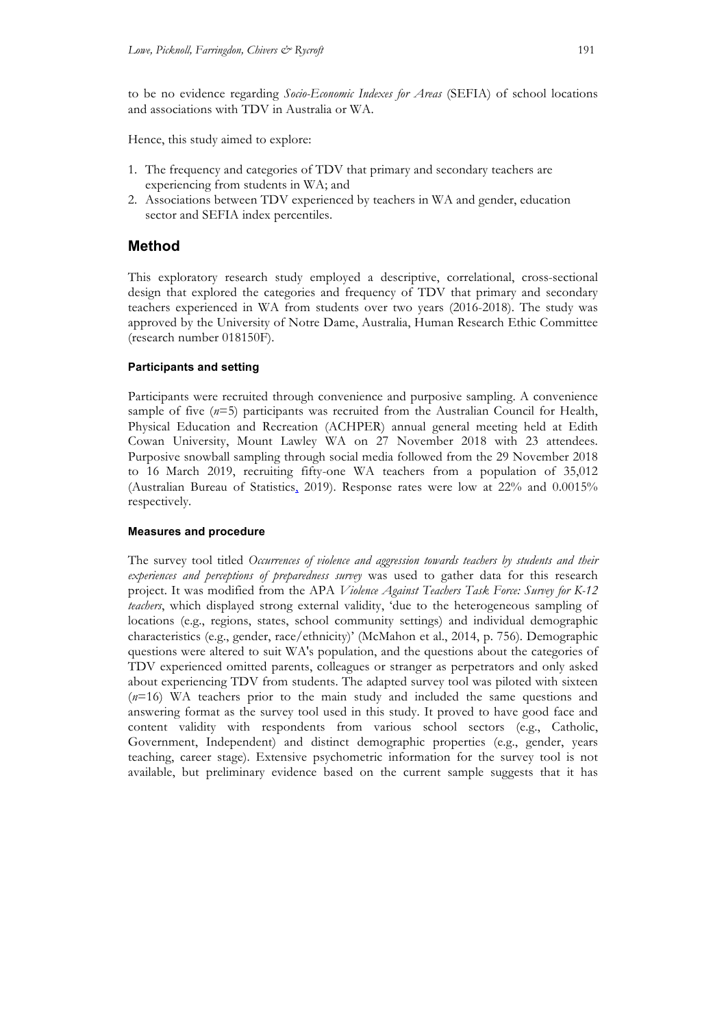to be no evidence regarding *Socio-Economic Indexes for Areas* (SEFIA) of school locations and associations with TDV in Australia or WA.

Hence, this study aimed to explore:

1. The frequency and categories of TDV that primary and secondary teachers are experiencing from students in WA; and
2. Associations between TDV experienced by teachers in WA and gender, education sector and SEFIA index percentiles.

## Method

This exploratory research study employed a descriptive, correlational, cross-sectional design that explored the categories and frequency of TDV that primary and secondary teachers experienced in WA from students over two years (2016-2018). The study was approved by the University of Notre Dame, Australia, Human Research Ethic Committee (research number 018150F).

### Participants and setting

Participants were recruited through convenience and purposive sampling. A convenience sample of five (*n*=5) participants was recruited from the Australian Council for Health, Physical Education and Recreation (ACHPER) annual general meeting held at Edith Cowan University, Mount Lawley WA on 27 November 2018 with 23 attendees. Purposive snowball sampling through social media followed from the 29 November 2018 to 16 March 2019, recruiting fifty-one WA teachers from a population of 35,012 (Australian Bureau of Statistics, 2019). Response rates were low at 22% and 0.0015% respectively.

### Measures and procedure

The survey tool titled *Occurrences of violence and aggression towards teachers by students and their experiences and perceptions of preparedness survey* was used to gather data for this research project. It was modified from the APA *Violence Against Teachers Task Force: Survey for K-12 teachers*, which displayed strong external validity, 'due to the heterogeneous sampling of locations (e.g., regions, states, school community settings) and individual demographic characteristics (e.g., gender, race/ethnicity)' (McMahon et al., 2014, p. 756). Demographic questions were altered to suit WA's population, and the questions about the categories of TDV experienced omitted parents, colleagues or stranger as perpetrators and only asked about experiencing TDV from students. The adapted survey tool was piloted with sixteen (*n*=16) WA teachers prior to the main study and included the same questions and answering format as the survey tool used in this study. It proved to have good face and content validity with respondents from various school sectors (e.g., Catholic, Government, Independent) and distinct demographic properties (e.g., gender, years teaching, career stage). Extensive psychometric information for the survey tool is not available, but preliminary evidence based on the current sample suggests that it has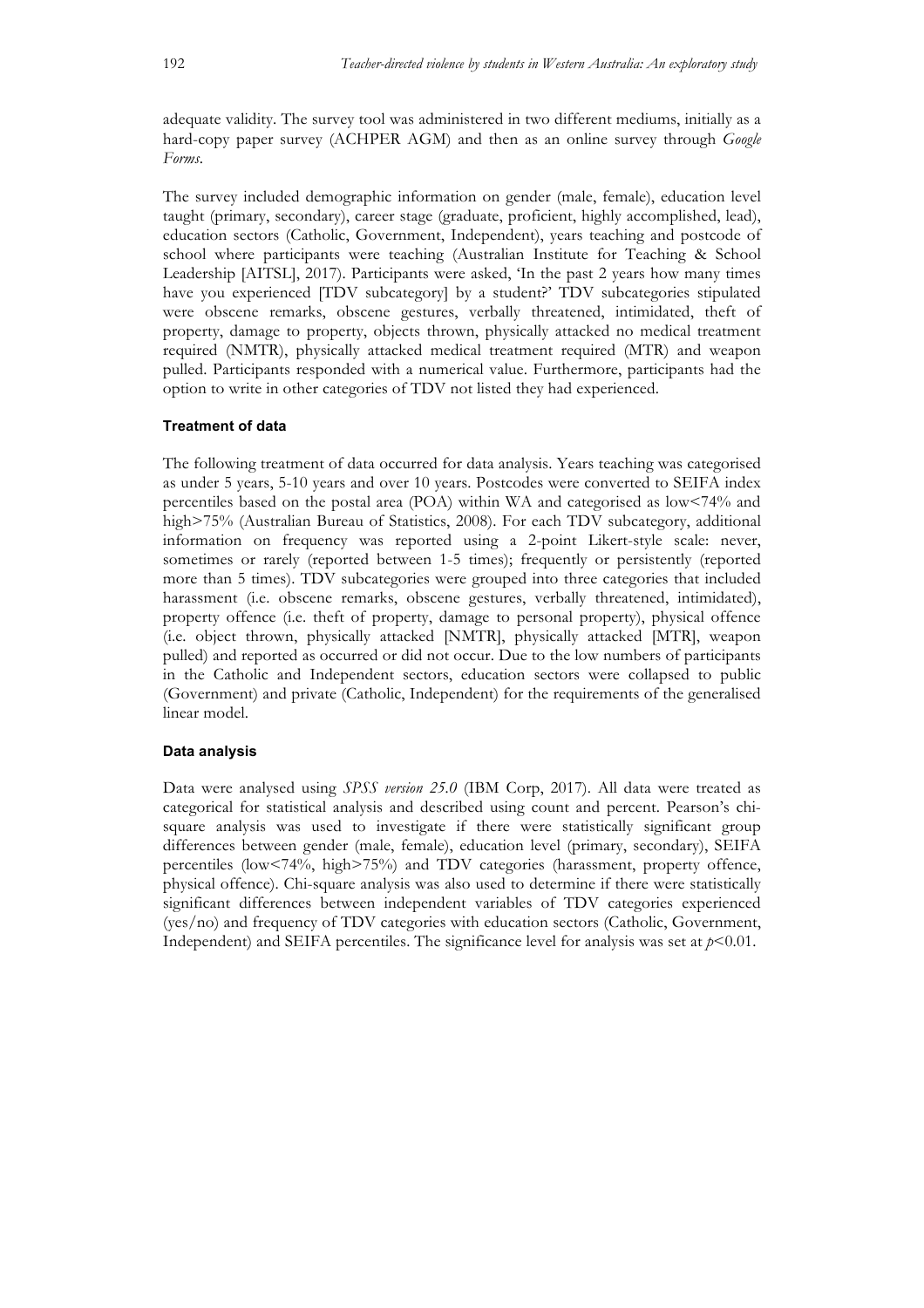adequate validity. The survey tool was administered in two different mediums, initially as a hard-copy paper survey (ACHPER AGM) and then as an online survey through *Google Forms*.

The survey included demographic information on gender (male, female), education level taught (primary, secondary), career stage (graduate, proficient, highly accomplished, lead), education sectors (Catholic, Government, Independent), years teaching and postcode of school where participants were teaching (Australian Institute for Teaching & School Leadership [AITSL], 2017). Participants were asked, 'In the past 2 years how many times have you experienced [TDV subcategory] by a student?' TDV subcategories stipulated were obscene remarks, obscene gestures, verbally threatened, intimidated, theft of property, damage to property, objects thrown, physically attacked no medical treatment required (NMTR), physically attacked medical treatment required (MTR) and weapon pulled. Participants responded with a numerical value. Furthermore, participants had the option to write in other categories of TDV not listed they had experienced.

### Treatment of data

The following treatment of data occurred for data analysis. Years teaching was categorised as under 5 years, 5-10 years and over 10 years. Postcodes were converted to SEIFA index percentiles based on the postal area (POA) within WA and categorised as low<74% and high>75% (Australian Bureau of Statistics, 2008). For each TDV subcategory, additional information on frequency was reported using a 2-point Likert-style scale: never, sometimes or rarely (reported between 1-5 times); frequently or persistently (reported more than 5 times). TDV subcategories were grouped into three categories that included harassment (i.e. obscene remarks, obscene gestures, verbally threatened, intimidated), property offence (i.e. theft of property, damage to personal property), physical offence (i.e. object thrown, physically attacked [NMTR], physically attacked [MTR], weapon pulled) and reported as occurred or did not occur. Due to the low numbers of participants in the Catholic and Independent sectors, education sectors were collapsed to public (Government) and private (Catholic, Independent) for the requirements of the generalised linear model.

### Data analysis

Data were analysed using *SPSS version 25.0* (IBM Corp, 2017). All data were treated as categorical for statistical analysis and described using count and percent. Pearson's chi-square analysis was used to investigate if there were statistically significant group differences between gender (male, female), education level (primary, secondary), SEIFA percentiles (low<74%, high>75%) and TDV categories (harassment, property offence, physical offence). Chi-square analysis was also used to determine if there were statistically significant differences between independent variables of TDV categories experienced (yes/no) and frequency of TDV categories with education sectors (Catholic, Government, Independent) and SEIFA percentiles. The significance level for analysis was set at $p<0.01$.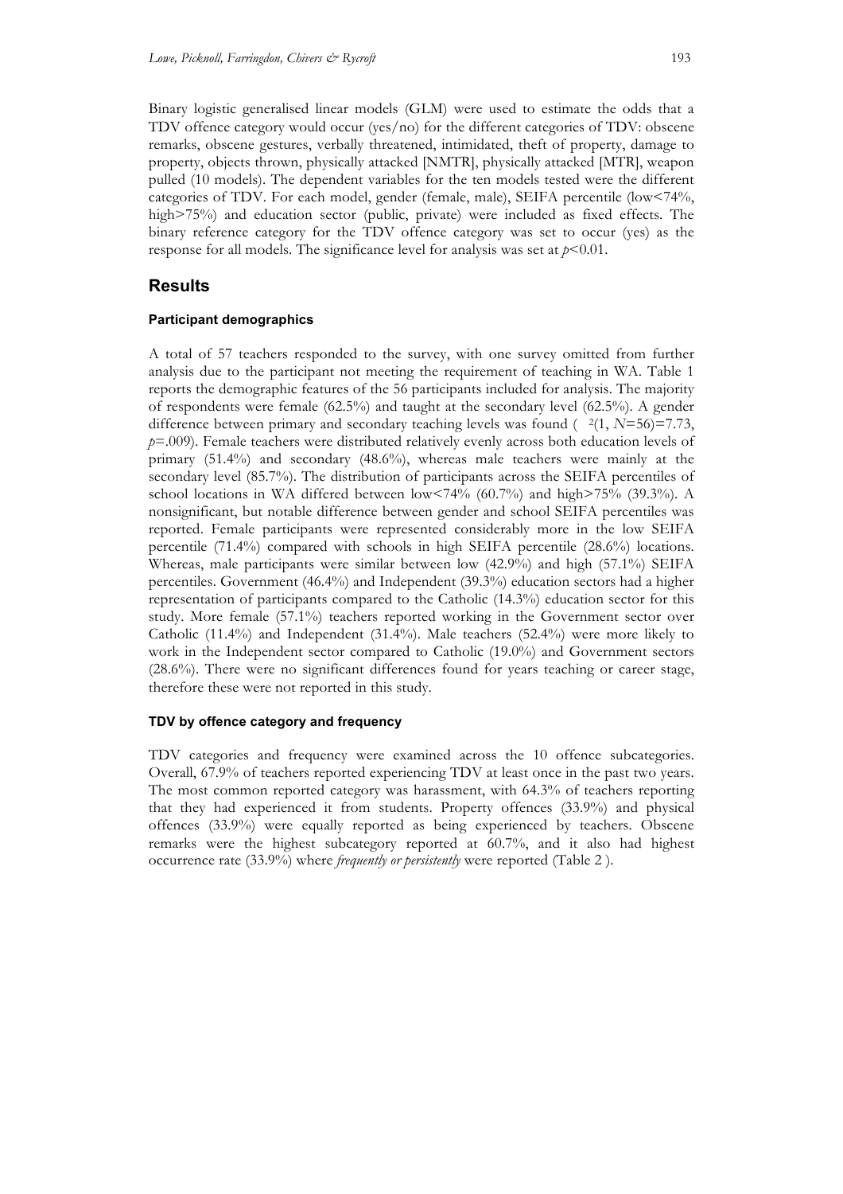Binary logistic generalised linear models (GLM) were used to estimate the odds that a TDV offence category would occur (yes/no) for the different categories of TDV: obscene remarks, obscene gestures, verbally threatened, intimidated, theft of property, damage to property, objects thrown, physically attacked [NMTR], physically attacked [MTR], weapon pulled (10 models). The dependent variables for the ten models tested were the different categories of TDV. For each model, gender (female, male), SEIFA percentile (low<74%, high>75%) and education sector (public, private) were included as fixed effects. The binary reference category for the TDV offence category was set to occur (yes) as the response for all models. The significance level for analysis was set at $p$<0.01.

## Results

### Participant demographics

A total of 57 teachers responded to the survey, with one survey omitted from further analysis due to the participant not meeting the requirement of teaching in WA. Table 1 reports the demographic features of the 56 participants included for analysis. The majority of respondents were female (62.5%) and taught at the secondary level (62.5%). A gender difference between primary and secondary teaching levels was found ( $\chi^2(1, N=56)=7.73$, $p$=.009). Female teachers were distributed relatively evenly across both education levels of primary (51.4%) and secondary (48.6%), whereas male teachers were mainly at the secondary level (85.7%). The distribution of participants across the SEIFA percentiles of school locations in WA differed between low<74% (60.7%) and high>75% (39.3%). A nonsignificant, but notable difference between gender and school SEIFA percentiles was reported. Female participants were represented considerably more in the low SEIFA percentile (71.4%) compared with schools in high SEIFA percentile (28.6%) locations. Whereas, male participants were similar between low (42.9%) and high (57.1%) SEIFA percentiles. Government (46.4%) and Independent (39.3%) education sectors had a higher representation of participants compared to the Catholic (14.3%) education sector for this study. More female (57.1%) teachers reported working in the Government sector over Catholic (11.4%) and Independent (31.4%). Male teachers (52.4%) were more likely to work in the Independent sector compared to Catholic (19.0%) and Government sectors (28.6%). There were no significant differences found for years teaching or career stage, therefore these were not reported in this study.

### TDV by offence category and frequency

TDV categories and frequency were examined across the 10 offence subcategories. Overall, 67.9% of teachers reported experiencing TDV at least once in the past two years. The most common reported category was harassment, with 64.3% of teachers reporting that they had experienced it from students. Property offences (33.9%) and physical offences (33.9%) were equally reported as being experienced by teachers. Obscene remarks were the highest subcategory reported at 60.7%, and it also had highest occurrence rate (33.9%) where *frequently or persistently* were reported (Table 2 ).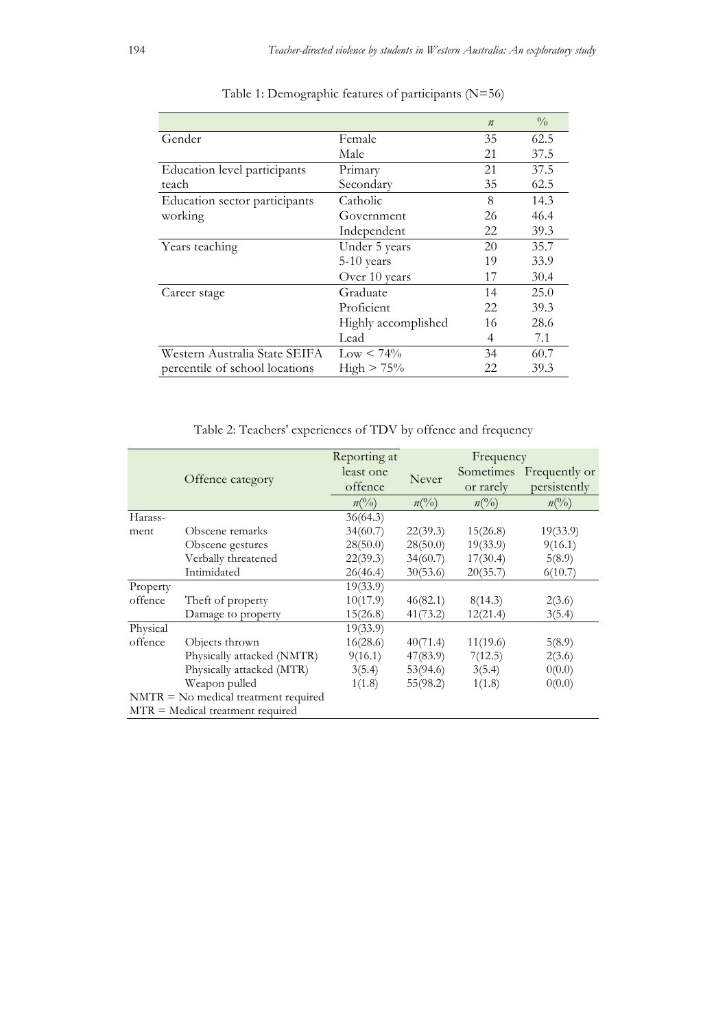Table 1: Demographic features of participants (N=56)

| | | *n* | % |
|---|---|---|---|
| Gender | Female | 35 | 62.5 |
| | Male | 21 | 37.5 |
| Education level participants teach | Primary | 21 | 37.5 |
| | Secondary | 35 | 62.5 |
| Education sector participants working | Catholic | 8 | 14.3 |
| | Government | 26 | 46.4 |
| | Independent | 22 | 39.3 |
| Years teaching | Under 5 years | 20 | 35.7 |
| | 5-10 years | 19 | 33.9 |
| | Over 10 years | 17 | 30.4 |
| Career stage | Graduate | 14 | 25.0 |
| | Proficient | 22 | 39.3 |
| | Highly accomplished | 16 | 28.6 |
| | Lead | 4 | 7.1 |
| Western Australia State SEIFA percentile of school locations | Low < 74% | 34 | 60.7 |
| | High > 75% | 22 | 39.3 |

Table 2: Teachers' experiences of TDV by offence and frequency

| Offence category | | Reporting at least one offence | Frequency | | |
|---|---|---|---|---|---|
| | | | Never | Sometimes or rarely | Frequently or persistently |
| | | *n*(%) | *n*(%) | *n*(%) | *n*(%) |
| Harassment | | 36(64.3) | | | |
| | Obscene remarks | 34(60.7) | 22(39.3) | 15(26.8) | 19(33.9) |
| | Obscene gestures | 28(50.0) | 28(50.0) | 19(33.9) | 9(16.1) |
| | Verbally threatened | 22(39.3) | 34(60.7) | 17(30.4) | 5(8.9) |
| | Intimidated | 26(46.4) | 30(53.6) | 20(35.7) | 6(10.7) |
| Property offence | | 19(33.9) | | | |
| | Theft of property | 10(17.9) | 46(82.1) | 8(14.3) | 2(3.6) |
| | Damage to property | 15(26.8) | 41(73.2) | 12(21.4) | 3(5.4) |
| Physical offence | | 19(33.9) | | | |
| | Objects thrown | 16(28.6) | 40(71.4) | 11(19.6) | 5(8.9) |
| | Physically attacked (NMTR) | 9(16.1) | 47(83.9) | 7(12.5) | 2(3.6) |
| | Physically attacked (MTR) | 3(5.4) | 53(94.6) | 3(5.4) | 0(0.0) |
| | Weapon pulled | 1(1.8) | 55(98.2) | 1(1.8) | 0(0.0) |

NMTR = No medical treatment required
MTR = Medical treatment required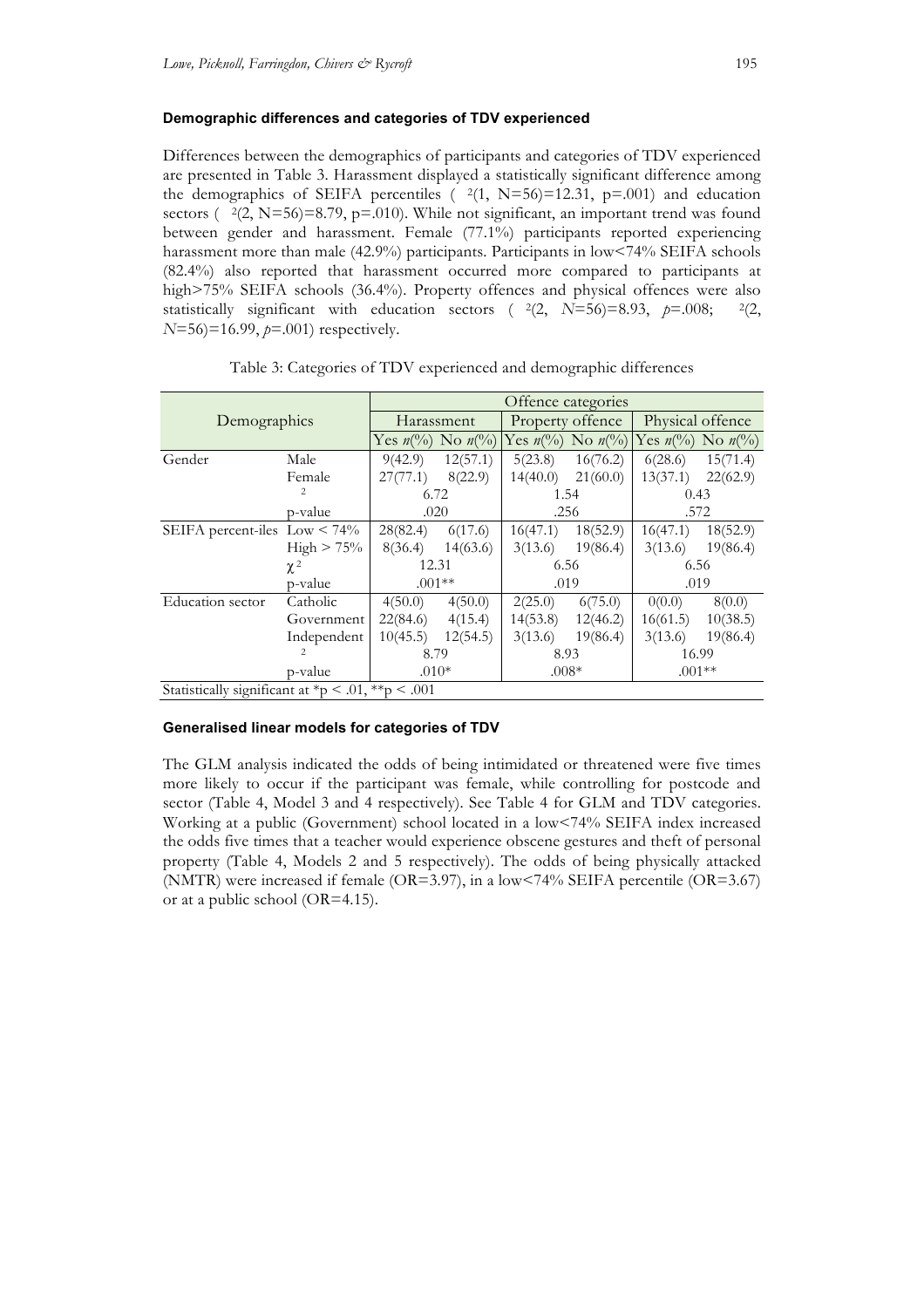### Demographic differences and categories of TDV experienced

Differences between the demographics of participants and categories of TDV experienced are presented in Table 3. Harassment displayed a statistically significant difference among the demographics of SEIFA percentiles ( $^2$(1, N=56)=12.31, p=.001) and education sectors ( $^2$(2, N=56)=8.79, p=.010). While not significant, an important trend was found between gender and harassment. Female (77.1%) participants reported experiencing harassment more than male (42.9%) participants. Participants in low<74% SEIFA schools (82.4%) also reported that harassment occurred more compared to participants at high>75% SEIFA schools (36.4%). Property offences and physical offences were also statistically significant with education sectors ( $^2$(2, *N*=56)=8.93, *p*=.008; $^2$(2, *N*=56)=16.99, *p*=.001) respectively.

Table 3: Categories of TDV experienced and demographic differences

| Demographics | | Offence categories | | | | | |
|---|---|---|---|---|---|---|---|
| | | Harassment | | Property offence | | Physical offence | |
| | | Yes *n*(%) | No *n*(%) | Yes *n*(%) | No *n*(%) | Yes *n*(%) | No *n*(%) |
| Gender | Male | 9(42.9) | 12(57.1) | 5(23.8) | 16(76.2) | 6(28.6) | 15(71.4) |
| | Female | 27(77.1) | 8(22.9) | 14(40.0) | 21(60.0) | 13(37.1) | 22(62.9) |
| | $^2$ | 6.72 | | 1.54 | | 0.43 | |
| | p-value | .020 | | .256 | | .572 | |
| SEIFA percent-iles | Low < 74% | 28(82.4) | 6(17.6) | 16(47.1) | 18(52.9) | 16(47.1) | 18(52.9) |
| | High > 75% | 8(36.4) | 14(63.6) | 3(13.6) | 19(86.4) | 3(13.6) | 19(86.4) |
| | $\chi^2$ | 12.31 | | 6.56 | | 6.56 | |
| | p-value | .001** | | .019 | | .019 | |
| Education sector | Catholic | 4(50.0) | 4(50.0) | 2(25.0) | 6(75.0) | 0(0.0) | 8(0.0) |
| | Government | 22(84.6) | 4(15.4) | 14(53.8) | 12(46.2) | 16(61.5) | 10(38.5) |
| | Independent | 10(45.5) | 12(54.5) | 3(13.6) | 19(86.4) | 3(13.6) | 19(86.4) |
| | $^2$ | 8.79 | | 8.93 | | 16.99 | |
| | p-value | .010* | | .008* | | .001** | |

Statistically significant at *p < .01, **p < .001

### Generalised linear models for categories of TDV

The GLM analysis indicated the odds of being intimidated or threatened were five times more likely to occur if the participant was female, while controlling for postcode and sector (Table 4, Model 3 and 4 respectively). See Table 4 for GLM and TDV categories. Working at a public (Government) school located in a low<74% SEIFA index increased the odds five times that a teacher would experience obscene gestures and theft of personal property (Table 4, Models 2 and 5 respectively). The odds of being physically attacked (NMTR) were increased if female (OR=3.97), in a low<74% SEIFA percentile (OR=3.67) or at a public school (OR=4.15).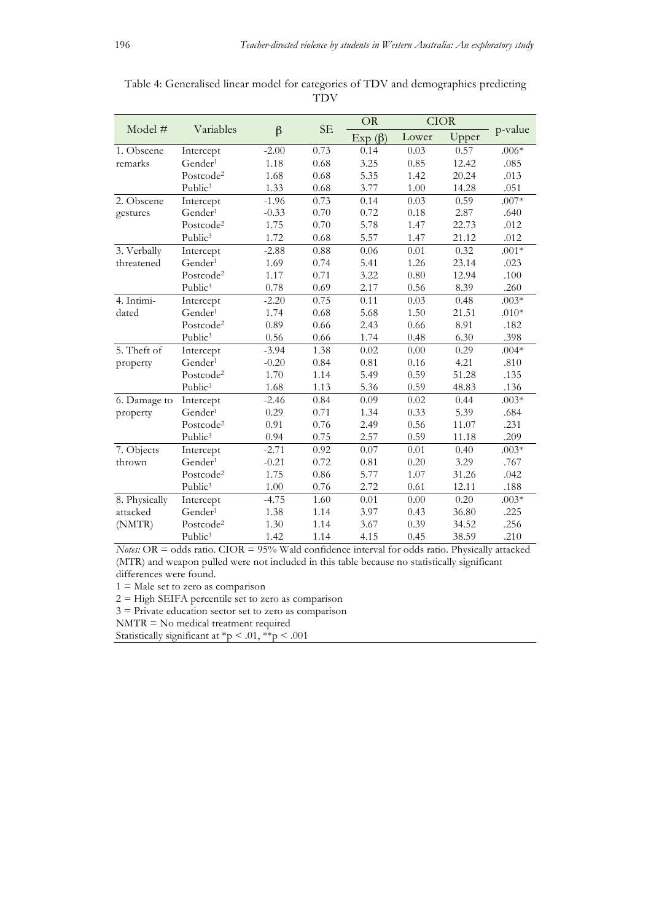Table 4: Generalised linear model for categories of TDV and demographics predicting TDV

| Model # | Variables | β | SE | OR | CIOR | | p-value |
|---|---|---|---|---|---|---|---|
| | | | | Exp (β) | Lower | Upper | |
| 1. Obscene remarks | Intercept | -2.00 | 0.73 | 0.14 | 0.03 | 0.57 | .006* |
| | Gender[1] | 1.18 | 0.68 | 3.25 | 0.85 | 12.42 | .085 |
| | Postcode[2] | 1.68 | 0.68 | 5.35 | 1.42 | 20.24 | .013 |
| | Public[3] | 1.33 | 0.68 | 3.77 | 1.00 | 14.28 | .051 |
| 2. Obscene gestures | Intercept | -1.96 | 0.73 | 0.14 | 0.03 | 0.59 | .007* |
| | Gender[1] | -0.33 | 0.70 | 0.72 | 0.18 | 2.87 | .640 |
| | Postcode[2] | 1.75 | 0.70 | 5.78 | 1.47 | 22.73 | .012 |
| | Public[3] | 1.72 | 0.68 | 5.57 | 1.47 | 21.12 | .012 |
| 3. Verbally threatened | Intercept | -2.88 | 0.88 | 0.06 | 0.01 | 0.32 | .001* |
| | Gender[1] | 1.69 | 0.74 | 5.41 | 1.26 | 23.14 | .023 |
| | Postcode[2] | 1.17 | 0.71 | 3.22 | 0.80 | 12.94 | .100 |
| | Public[3] | 0.78 | 0.69 | 2.17 | 0.56 | 8.39 | .260 |
| 4. Intimi-dated | Intercept | -2.20 | 0.75 | 0.11 | 0.03 | 0.48 | .003* |
| | Gender[1] | 1.74 | 0.68 | 5.68 | 1.50 | 21.51 | .010* |
| | Postcode[2] | 0.89 | 0.66 | 2.43 | 0.66 | 8.91 | .182 |
| | Public[3] | 0.56 | 0.66 | 1.74 | 0.48 | 6.30 | .398 |
| 5. Theft of property | Intercept | -3.94 | 1.38 | 0.02 | 0.00 | 0.29 | .004* |
| | Gender[1] | -0.20 | 0.84 | 0.81 | 0.16 | 4.21 | .810 |
| | Postcode[2] | 1.70 | 1.14 | 5.49 | 0.59 | 51.28 | .135 |
| | Public[3] | 1.68 | 1.13 | 5.36 | 0.59 | 48.83 | .136 |
| 6. Damage to property | Intercept | -2.46 | 0.84 | 0.09 | 0.02 | 0.44 | .003* |
| | Gender[1] | 0.29 | 0.71 | 1.34 | 0.33 | 5.39 | .684 |
| | Postcode[2] | 0.91 | 0.76 | 2.49 | 0.56 | 11.07 | .231 |
| | Public[3] | 0.94 | 0.75 | 2.57 | 0.59 | 11.18 | .209 |
| 7. Objects thrown | Intercept | -2.71 | 0.92 | 0.07 | 0.01 | 0.40 | .003* |
| | Gender[1] | -0.21 | 0.72 | 0.81 | 0.20 | 3.29 | .767 |
| | Postcode[2] | 1.75 | 0.86 | 5.77 | 1.07 | 31.26 | .042 |
| | Public[3] | 1.00 | 0.76 | 2.72 | 0.61 | 12.11 | .188 |
| 8. Physically attacked (NMTR) | Intercept | -4.75 | 1.60 | 0.01 | 0.00 | 0.20 | .003* |
| | Gender[1] | 1.38 | 1.14 | 3.97 | 0.43 | 36.80 | .225 |
| | Postcode[2] | 1.30 | 1.14 | 3.67 | 0.39 | 34.52 | .256 |
| | Public[3] | 1.42 | 1.14 | 4.15 | 0.45 | 38.59 | .210 |

*Notes:* OR = odds ratio. CIOR = 95% Wald confidence interval for odds ratio. Physically attacked (MTR) and weapon pulled were not included in this table because no statistically significant differences were found.

1 = Male set to zero as comparison

2 = High SEIFA percentile set to zero as comparison

3 = Private education sector set to zero as comparison

NMTR = No medical treatment required

Statistically significant at $^{*}p < .01$, $^{**}p < .001$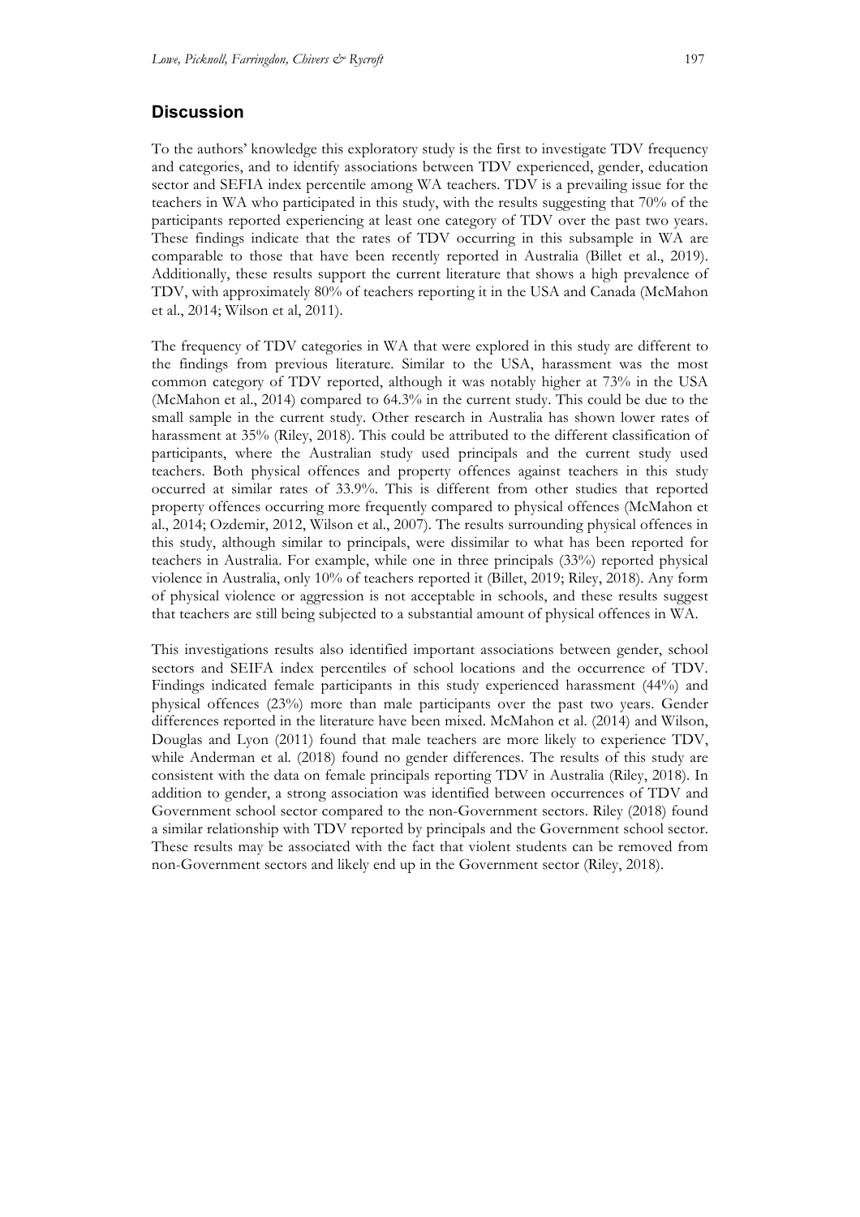## Discussion

To the authors' knowledge this exploratory study is the first to investigate TDV frequency and categories, and to identify associations between TDV experienced, gender, education sector and SEFIA index percentile among WA teachers. TDV is a prevailing issue for the teachers in WA who participated in this study, with the results suggesting that 70% of the participants reported experiencing at least one category of TDV over the past two years. These findings indicate that the rates of TDV occurring in this subsample in WA are comparable to those that have been recently reported in Australia (Billet et al., 2019). Additionally, these results support the current literature that shows a high prevalence of TDV, with approximately 80% of teachers reporting it in the USA and Canada (McMahon et al., 2014; Wilson et al, 2011).

The frequency of TDV categories in WA that were explored in this study are different to the findings from previous literature. Similar to the USA, harassment was the most common category of TDV reported, although it was notably higher at 73% in the USA (McMahon et al., 2014) compared to 64.3% in the current study. This could be due to the small sample in the current study. Other research in Australia has shown lower rates of harassment at 35% (Riley, 2018). This could be attributed to the different classification of participants, where the Australian study used principals and the current study used teachers. Both physical offences and property offences against teachers in this study occurred at similar rates of 33.9%. This is different from other studies that reported property offences occurring more frequently compared to physical offences (McMahon et al., 2014; Ozdemir, 2012, Wilson et al., 2007). The results surrounding physical offences in this study, although similar to principals, were dissimilar to what has been reported for teachers in Australia. For example, while one in three principals (33%) reported physical violence in Australia, only 10% of teachers reported it (Billet, 2019; Riley, 2018). Any form of physical violence or aggression is not acceptable in schools, and these results suggest that teachers are still being subjected to a substantial amount of physical offences in WA.

This investigations results also identified important associations between gender, school sectors and SEIFA index percentiles of school locations and the occurrence of TDV. Findings indicated female participants in this study experienced harassment (44%) and physical offences (23%) more than male participants over the past two years. Gender differences reported in the literature have been mixed. McMahon et al. (2014) and Wilson, Douglas and Lyon (2011) found that male teachers are more likely to experience TDV, while Anderman et al. (2018) found no gender differences. The results of this study are consistent with the data on female principals reporting TDV in Australia (Riley, 2018). In addition to gender, a strong association was identified between occurrences of TDV and Government school sector compared to the non-Government sectors. Riley (2018) found a similar relationship with TDV reported by principals and the Government school sector. These results may be associated with the fact that violent students can be removed from non-Government sectors and likely end up in the Government sector (Riley, 2018).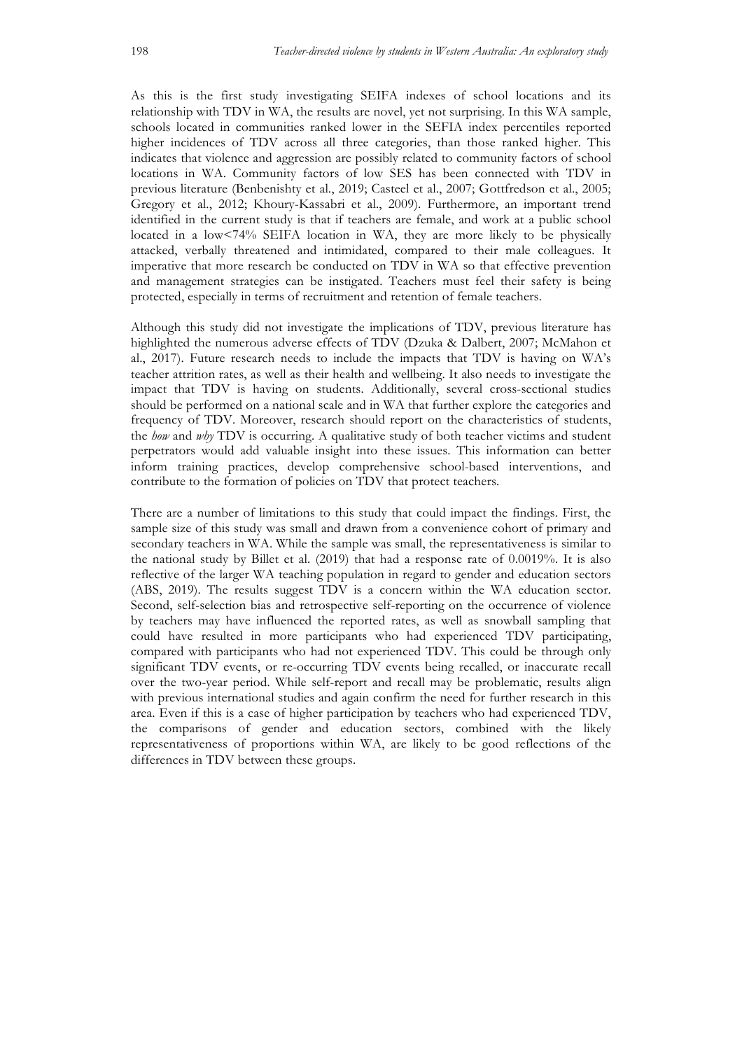As this is the first study investigating SEIFA indexes of school locations and its relationship with TDV in WA, the results are novel, yet not surprising. In this WA sample, schools located in communities ranked lower in the SEFIA index percentiles reported higher incidences of TDV across all three categories, than those ranked higher. This indicates that violence and aggression are possibly related to community factors of school locations in WA. Community factors of low SES has been connected with TDV in previous literature (Benbenishty et al., 2019; Casteel et al., 2007; Gottfredson et al., 2005; Gregory et al., 2012; Khoury-Kassabri et al., 2009). Furthermore, an important trend identified in the current study is that if teachers are female, and work at a public school located in a low<74% SEIFA location in WA, they are more likely to be physically attacked, verbally threatened and intimidated, compared to their male colleagues. It imperative that more research be conducted on TDV in WA so that effective prevention and management strategies can be instigated. Teachers must feel their safety is being protected, especially in terms of recruitment and retention of female teachers.

Although this study did not investigate the implications of TDV, previous literature has highlighted the numerous adverse effects of TDV (Dzuka & Dalbert, 2007; McMahon et al., 2017). Future research needs to include the impacts that TDV is having on WA's teacher attrition rates, as well as their health and wellbeing. It also needs to investigate the impact that TDV is having on students. Additionally, several cross-sectional studies should be performed on a national scale and in WA that further explore the categories and frequency of TDV. Moreover, research should report on the characteristics of students, the *how* and *why* TDV is occurring. A qualitative study of both teacher victims and student perpetrators would add valuable insight into these issues. This information can better inform training practices, develop comprehensive school-based interventions, and contribute to the formation of policies on TDV that protect teachers.

There are a number of limitations to this study that could impact the findings. First, the sample size of this study was small and drawn from a convenience cohort of primary and secondary teachers in WA. While the sample was small, the representativeness is similar to the national study by Billet et al. (2019) that had a response rate of 0.0019%. It is also reflective of the larger WA teaching population in regard to gender and education sectors (ABS, 2019). The results suggest TDV is a concern within the WA education sector. Second, self-selection bias and retrospective self-reporting on the occurrence of violence by teachers may have influenced the reported rates, as well as snowball sampling that could have resulted in more participants who had experienced TDV participating, compared with participants who had not experienced TDV. This could be through only significant TDV events, or re-occurring TDV events being recalled, or inaccurate recall over the two-year period. While self-report and recall may be problematic, results align with previous international studies and again confirm the need for further research in this area. Even if this is a case of higher participation by teachers who had experienced TDV, the comparisons of gender and education sectors, combined with the likely representativeness of proportions within WA, are likely to be good reflections of the differences in TDV between these groups.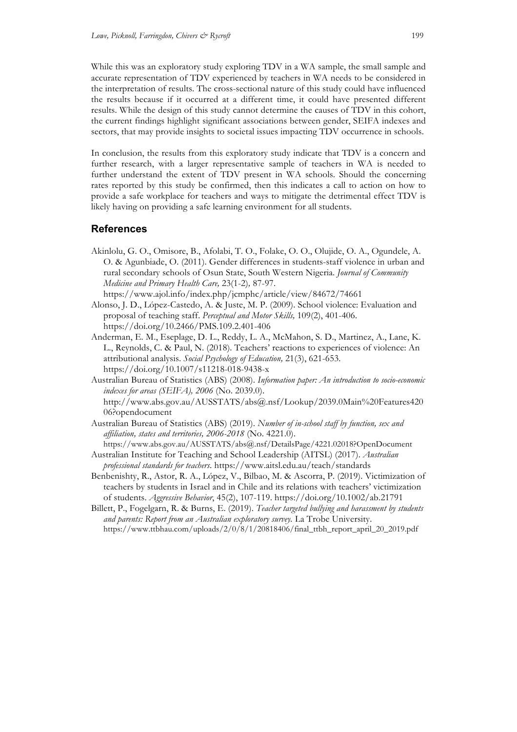While this was an exploratory study exploring TDV in a WA sample, the small sample and accurate representation of TDV experienced by teachers in WA needs to be considered in the interpretation of results. The cross-sectional nature of this study could have influenced the results because if it occurred at a different time, it could have presented different results. While the design of this study cannot determine the causes of TDV in this cohort, the current findings highlight significant associations between gender, SEIFA indexes and sectors, that may provide insights to societal issues impacting TDV occurrence in schools.

In conclusion, the results from this exploratory study indicate that TDV is a concern and further research, with a larger representative sample of teachers in WA is needed to further understand the extent of TDV present in WA schools. Should the concerning rates reported by this study be confirmed, then this indicates a call to action on how to provide a safe workplace for teachers and ways to mitigate the detrimental effect TDV is likely having on providing a safe learning environment for all students.

## References

Akinlolu, G. O., Omisore, B., Afolabi, T. O., Folake, O. O., Olujide, O. A., Ogundele, A. O. & Agunbiade, O. (2011). Gender differences in students-staff violence in urban and rural secondary schools of Osun State, South Western Nigeria. *Journal of Community Medicine and Primary Health Care,* 23(1-2), 87-97. https://www.ajol.info/index.php/jcmphc/article/view/84672/74661

Alonso, J. D., López-Castedo, A. & Juste, M. P. (2009). School violence: Evaluation and proposal of teaching staff. *Perceptual and Motor Skills,* 109(2), 401-406. https://doi.org/10.2466/PMS.109.2.401-406

Anderman, E. M., Eseplage, D. L., Reddy, L. A., McMahon, S. D., Martinez, A., Lane, K. L., Reynolds, C. & Paul, N. (2018). Teachers' reactions to experiences of violence: An attributional analysis. *Social Psychology of Education,* 21(3), 621-653. https://doi.org/10.1007/s11218-018-9438-x

Australian Bureau of Statistics (ABS) (2008). *Information paper: An introduction to socio-economic indexes for areas (SEIFA), 2006* (No. 2039.0). http://www.abs.gov.au/AUSSTATS/abs@.nsf/Lookup/2039.0Main%20Features42006?opendocument

Australian Bureau of Statistics (ABS) (2019). *Number of in-school staff by function, sex and affiliation, states and territories, 2006-2018* (No. 4221.0). https://www.abs.gov.au/AUSSTATS/abs@.nsf/DetailsPage/4221.02018?OpenDocument

Australian Institute for Teaching and School Leadership (AITSL) (2017). *Australian professional standards for teachers*. https://www.aitsl.edu.au/teach/standards

Benbenishty, R., Astor, R. A., López, V., Bilbao, M. & Ascorra, P. (2019). Victimization of teachers by students in Israel and in Chile and its relations with teachers' victimization of students. *Aggressive Behavior*, 45(2), 107-119. https://doi.org/10.1002/ab.21791

Billett, P., Fogelgarn, R. & Burns, E. (2019). *Teacher targeted bullying and harassment by students and parents: Report from an Australian exploratory survey.* La Trobe University. https://www.ttbhau.com/uploads/2/0/8/1/20818406/final_ttbh_report_april_20_2019.pdf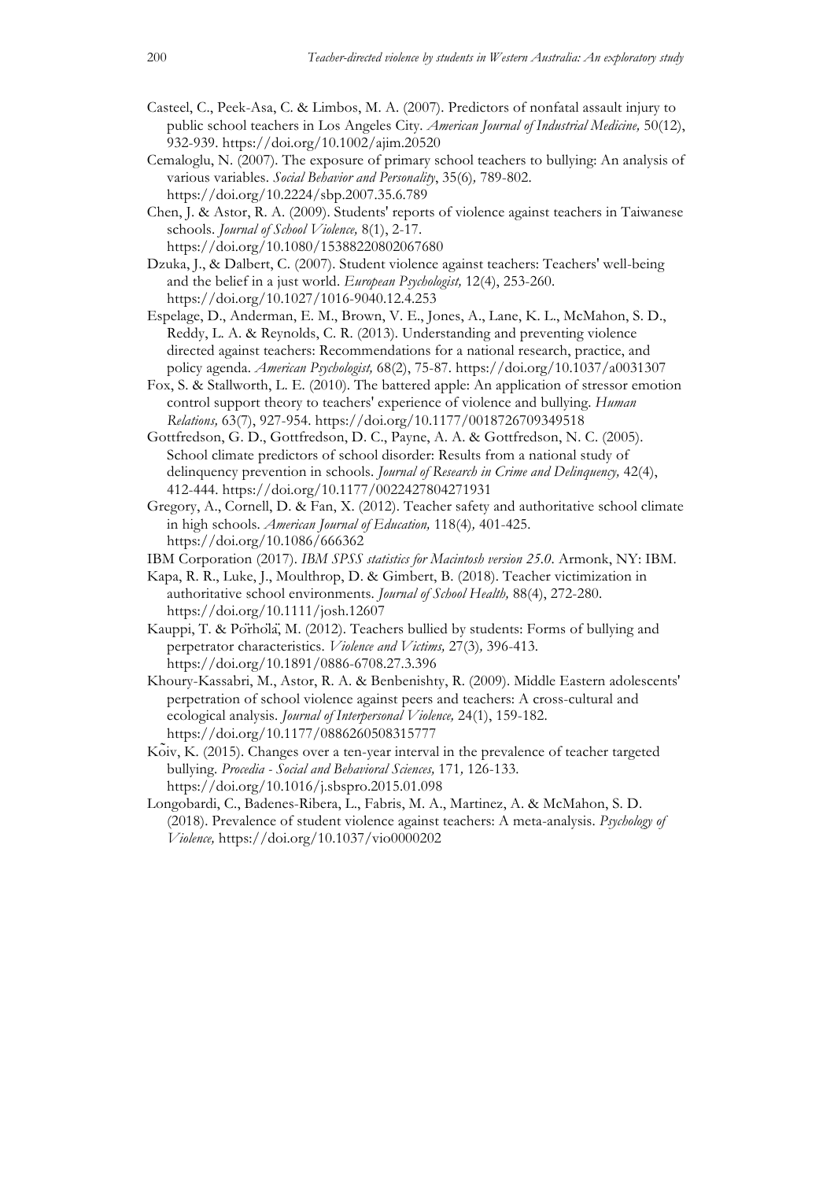Casteel, C., Peek-Asa, C. & Limbos, M. A. (2007). Predictors of nonfatal assault injury to public school teachers in Los Angeles City. *American Journal of Industrial Medicine,* 50(12), 932-939. https://doi.org/10.1002/ajim.20520

Cemaloglu, N. (2007). The exposure of primary school teachers to bullying: An analysis of various variables. *Social Behavior and Personality*, 35(6)*,* 789-802. https://doi.org/10.2224/sbp.2007.35.6.789

Chen, J. & Astor, R. A. (2009). Students' reports of violence against teachers in Taiwanese schools. *Journal of School Violence,* 8(1), 2-17. https://doi.org/10.1080/15388220802067680

Dzuka, J., & Dalbert, C. (2007). Student violence against teachers: Teachers' well-being and the belief in a just world. *European Psychologist,* 12(4), 253-260. https://doi.org/10.1027/1016-9040.12.4.253

Espelage, D., Anderman, E. M., Brown, V. E., Jones, A., Lane, K. L., McMahon, S. D., Reddy, L. A. & Reynolds, C. R. (2013). Understanding and preventing violence directed against teachers: Recommendations for a national research, practice, and policy agenda. *American Psychologist,* 68(2), 75-87. https://doi.org/10.1037/a0031307

Fox, S. & Stallworth, L. E. (2010). The battered apple: An application of stressor emotion control support theory to teachers' experience of violence and bullying. *Human Relations,* 63(7), 927-954. https://doi.org/10.1177/0018726709349518

Gottfredson, G. D., Gottfredson, D. C., Payne, A. A. & Gottfredson, N. C. (2005). School climate predictors of school disorder: Results from a national study of delinquency prevention in schools. *Journal of Research in Crime and Delinquency,* 42(4), 412-444. https://doi.org/10.1177/0022427804271931

Gregory, A., Cornell, D. & Fan, X. (2012). Teacher safety and authoritative school climate in high schools. *American Journal of Education,* 118(4)*,* 401-425. https://doi.org/10.1086/666362

IBM Corporation (2017). *IBM SPSS statistics for Macintosh version 25.0*. Armonk, NY: IBM.

Kapa, R. R., Luke, J., Moulthrop, D. & Gimbert, B. (2018). Teacher victimization in authoritative school environments. *Journal of School Health,* 88(4), 272-280. https://doi.org/10.1111/josh.12607

Kauppi, T. & Pörhölä, M. (2012). Teachers bullied by students: Forms of bullying and perpetrator characteristics. *Violence and Victims,* 27(3)*,* 396-413. https://doi.org/10.1891/0886-6708.27.3.396

Khoury-Kassabri, M., Astor, R. A. & Benbenishty, R. (2009). Middle Eastern adolescents' perpetration of school violence against peers and teachers: A cross-cultural and ecological analysis. *Journal of Interpersonal Violence,* 24(1), 159-182. https://doi.org/10.1177/0886260508315777

Kõiv, K. (2015). Changes over a ten-year interval in the prevalence of teacher targeted bullying. *Procedia - Social and Behavioral Sciences,* 171*,* 126-133. https://doi.org/10.1016/j.sbspro.2015.01.098

Longobardi, C., Badenes-Ribera, L., Fabris, M. A., Martinez, A. & McMahon, S. D. (2018). Prevalence of student violence against teachers: A meta-analysis. *Psychology of Violence,* https://doi.org/10.1037/vio0000202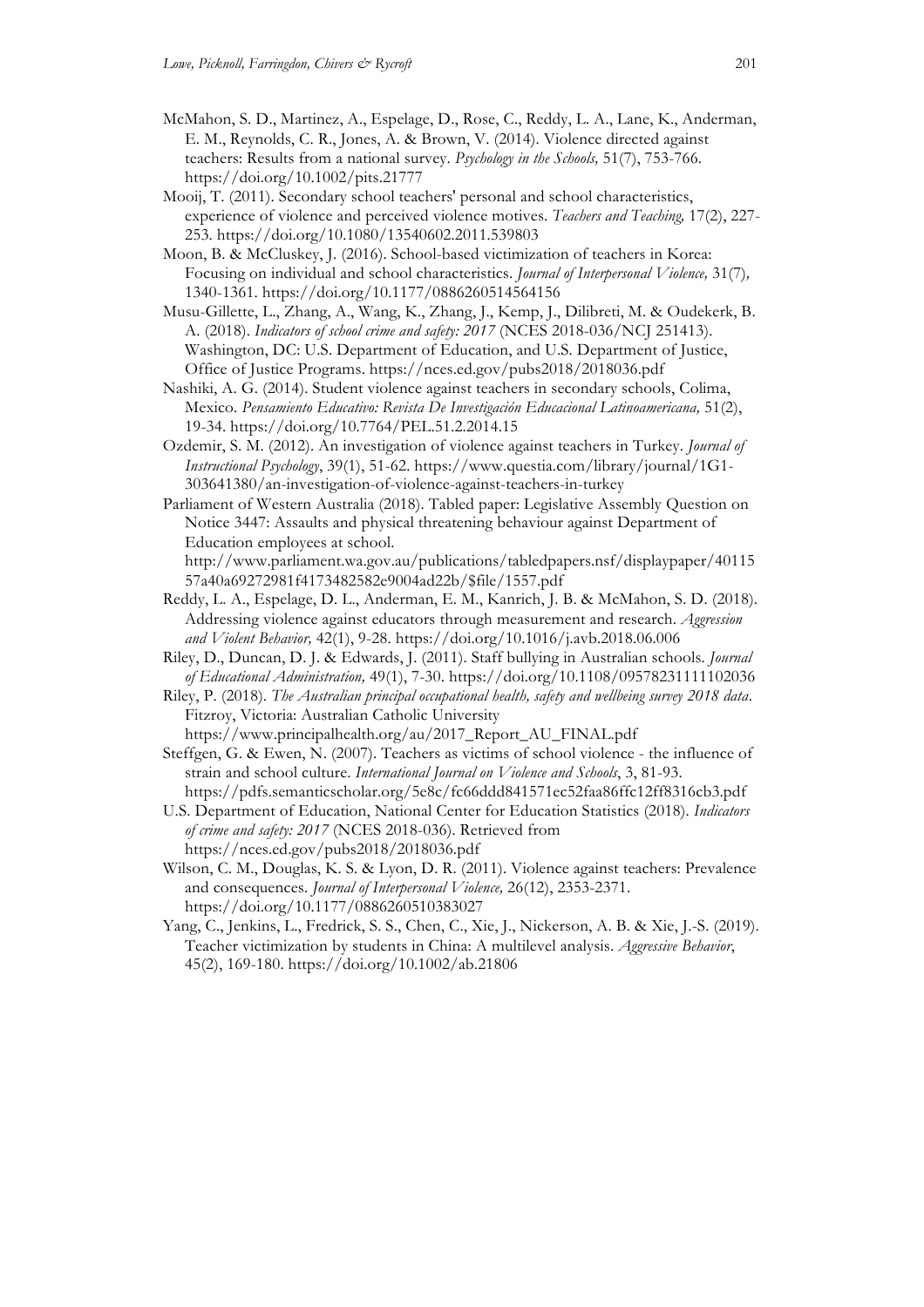McMahon, S. D., Martinez, A., Espelage, D., Rose, C., Reddy, L. A., Lane, K., Anderman, E. M., Reynolds, C. R., Jones, A. & Brown, V. (2014). Violence directed against teachers: Results from a national survey. *Psychology in the Schools,* 51(7), 753-766. https://doi.org/10.1002/pits.21777

Mooij, T. (2011). Secondary school teachers' personal and school characteristics, experience of violence and perceived violence motives. *Teachers and Teaching,* 17(2), 227-253. https://doi.org/10.1080/13540602.2011.539803

Moon, B. & McCluskey, J. (2016). School-based victimization of teachers in Korea: Focusing on individual and school characteristics. *Journal of Interpersonal Violence,* 31(7), 1340-1361. https://doi.org/10.1177/0886260514564156

Musu-Gillette, L., Zhang, A., Wang, K., Zhang, J., Kemp, J., Dilibreti, M. & Oudekerk, B. A. (2018). *Indicators of school crime and safety: 2017* (NCES 2018-036/NCJ 251413). Washington, DC: U.S. Department of Education, and U.S. Department of Justice, Office of Justice Programs. https://nces.ed.gov/pubs2018/2018036.pdf

Nashiki, A. G. (2014). Student violence against teachers in secondary schools, Colima, Mexico. *Pensamiento Educativo: Revista De Investigación Educacional Latinoamericana,* 51(2), 19-34. https://doi.org/10.7764/PEL.51.2.2014.15

Ozdemir, S. M. (2012). An investigation of violence against teachers in Turkey. *Journal of Instructional Psychology*, 39(1), 51-62. https://www.questia.com/library/journal/1G1-303641380/an-investigation-of-violence-against-teachers-in-turkey

Parliament of Western Australia (2018). Tabled paper: Legislative Assembly Question on Notice 3447: Assaults and physical threatening behaviour against Department of Education employees at school. http://www.parliament.wa.gov.au/publications/tabledpapers.nsf/displaypaper/4011557a40a69272981f4173482582e9004ad22b/$file/1557.pdf

Reddy, L. A., Espelage, D. L., Anderman, E. M., Kanrich, J. B. & McMahon, S. D. (2018). Addressing violence against educators through measurement and research. *Aggression and Violent Behavior,* 42(1), 9-28. https://doi.org/10.1016/j.avb.2018.06.006

Riley, D., Duncan, D. J. & Edwards, J. (2011). Staff bullying in Australian schools. *Journal of Educational Administration,* 49(1), 7-30. https://doi.org/10.1108/09578231111102036

Riley, P. (2018). *The Australian principal occupational health, safety and wellbeing survey 2018 data*. Fitzroy, Victoria: Australian Catholic University https://www.principalhealth.org/au/2017_Report_AU_FINAL.pdf

Steffgen, G. & Ewen, N. (2007). Teachers as victims of school violence - the influence of strain and school culture. *International Journal on Violence and Schools*, 3, 81-93. https://pdfs.semanticscholar.org/5e8c/fc66ddd841571ec52faa86ffc12ff8316cb3.pdf

U.S. Department of Education, National Center for Education Statistics (2018). *Indicators of crime and safety: 2017* (NCES 2018-036). Retrieved from https://nces.ed.gov/pubs2018/2018036.pdf

Wilson, C. M., Douglas, K. S. & Lyon, D. R. (2011). Violence against teachers: Prevalence and consequences. *Journal of Interpersonal Violence,* 26(12), 2353-2371. https://doi.org/10.1177/0886260510383027

Yang, C., Jenkins, L., Fredrick, S. S., Chen, C., Xie, J., Nickerson, A. B. & Xie, J.-S. (2019). Teacher victimization by students in China: A multilevel analysis. *Aggressive Behavior*, 45(2), 169-180. https://doi.org/10.1002/ab.21806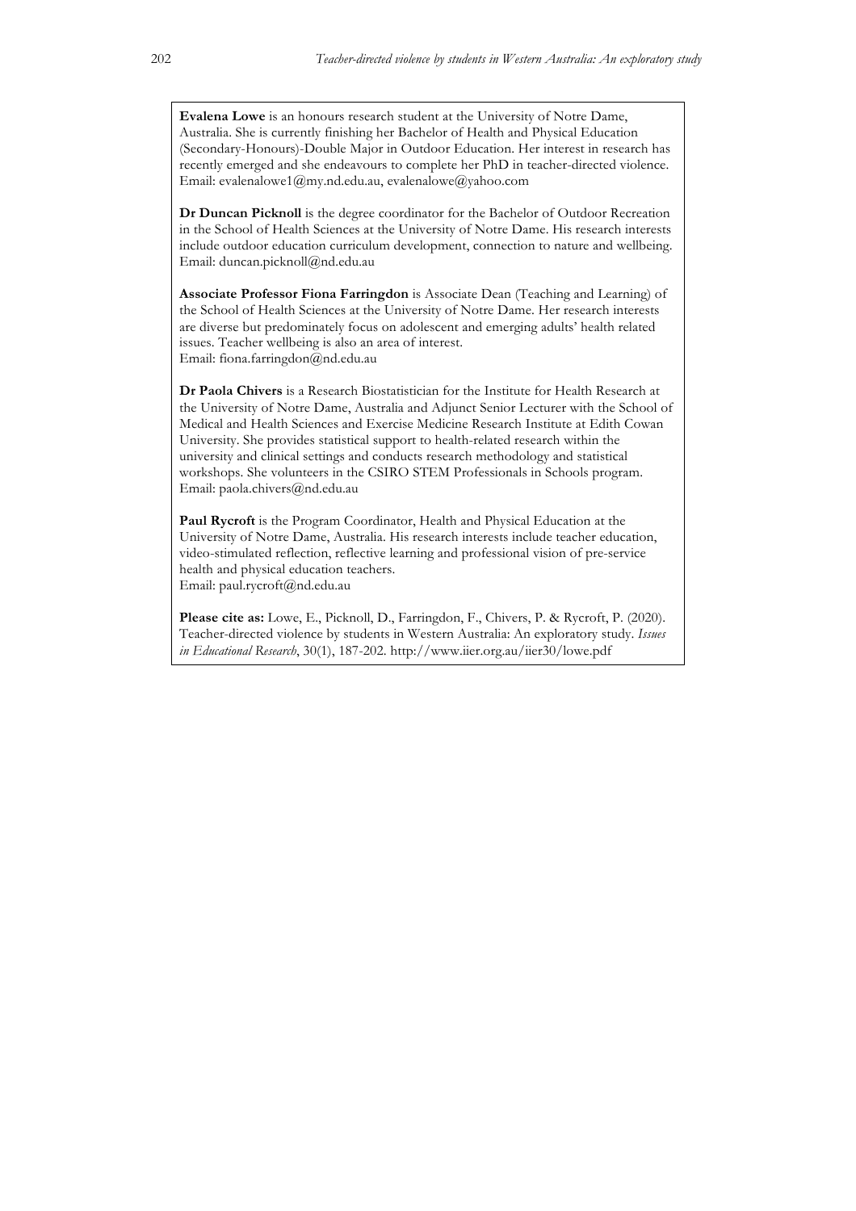**Evalena Lowe** is an honours research student at the University of Notre Dame, Australia. She is currently finishing her Bachelor of Health and Physical Education (Secondary-Honours)-Double Major in Outdoor Education. Her interest in research has recently emerged and she endeavours to complete her PhD in teacher-directed violence. Email: evalenalowe1@my.nd.edu.au, evalenalowe@yahoo.com

**Dr Duncan Picknoll** is the degree coordinator for the Bachelor of Outdoor Recreation in the School of Health Sciences at the University of Notre Dame. His research interests include outdoor education curriculum development, connection to nature and wellbeing. Email: duncan.picknoll@nd.edu.au

**Associate Professor Fiona Farringdon** is Associate Dean (Teaching and Learning) of the School of Health Sciences at the University of Notre Dame. Her research interests are diverse but predominately focus on adolescent and emerging adults' health related issues. Teacher wellbeing is also an area of interest.
Email: fiona.farringdon@nd.edu.au

**Dr Paola Chivers** is a Research Biostatistician for the Institute for Health Research at the University of Notre Dame, Australia and Adjunct Senior Lecturer with the School of Medical and Health Sciences and Exercise Medicine Research Institute at Edith Cowan University. She provides statistical support to health-related research within the university and clinical settings and conducts research methodology and statistical workshops. She volunteers in the CSIRO STEM Professionals in Schools program.
Email: paola.chivers@nd.edu.au

**Paul Rycroft** is the Program Coordinator, Health and Physical Education at the University of Notre Dame, Australia. His research interests include teacher education, video-stimulated reflection, reflective learning and professional vision of pre-service health and physical education teachers.
Email: paul.rycroft@nd.edu.au

**Please cite as:** Lowe, E., Picknoll, D., Farringdon, F., Chivers, P. & Rycroft, P. (2020). Teacher-directed violence by students in Western Australia: An exploratory study. *Issues in Educational Research*, 30(1), 187-202. http://www.iier.org.au/iier30/lowe.pdf